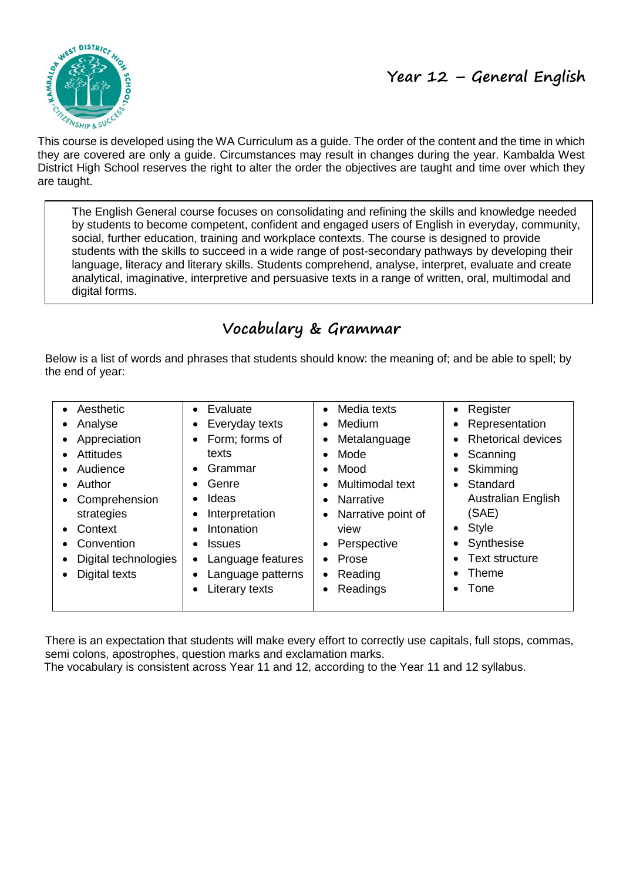# Year 12 – General English

This course is developed using the WA Curriculum as a guide. The order of the content and the time in which they are covered are only a guide. Circumstances may result in changes during the year. Kambalda West District High School reserves the right to alter the order the objectives are taught and time over which they are taught.

> The English General course focuses on consolidating and refining the skills and knowledge needed by students to become competent, confident and engaged users of English in everyday, community, social, further education, training and workplace contexts. The course is designed to provide students with the skills to succeed in a wide range of post-secondary pathways by developing their language, literacy and literary skills. Students comprehend, analyse, interpret, evaluate and create analytical, imaginative, interpretive and persuasive texts in a range of written, oral, multimodal and digital forms.

## Vocabulary & Grammar

Below is a list of words and phrases that students should know: the meaning of; and be able to spell; by the end of year:

| | | | |
|---|---|---|---|
| • Aesthetic<br>• Analyse<br>• Appreciation<br>• Attitudes<br>• Audience<br>• Author<br>• Comprehension strategies<br>• Context<br>• Convention<br>• Digital technologies<br>• Digital texts | • Evaluate<br>• Everyday texts<br>• Form; forms of texts<br>• Grammar<br>• Genre<br>• Ideas<br>• Interpretation<br>• Intonation<br>• Issues<br>• Language features<br>• Language patterns<br>• Literary texts | • Media texts<br>• Medium<br>• Metalanguage<br>• Mode<br>• Mood<br>• Multimodal text<br>• Narrative<br>• Narrative point of view<br>• Perspective<br>• Prose<br>• Reading<br>• Readings | • Register<br>• Representation<br>• Rhetorical devices<br>• Scanning<br>• Skimming<br>• Standard Australian English (SAE)<br>• Style<br>• Synthesise<br>• Text structure<br>• Theme<br>• Tone |

There is an expectation that students will make every effort to correctly use capitals, full stops, commas, semi colons, apostrophes, question marks and exclamation marks.
The vocabulary is consistent across Year 11 and 12, according to the Year 11 and 12 syllabus.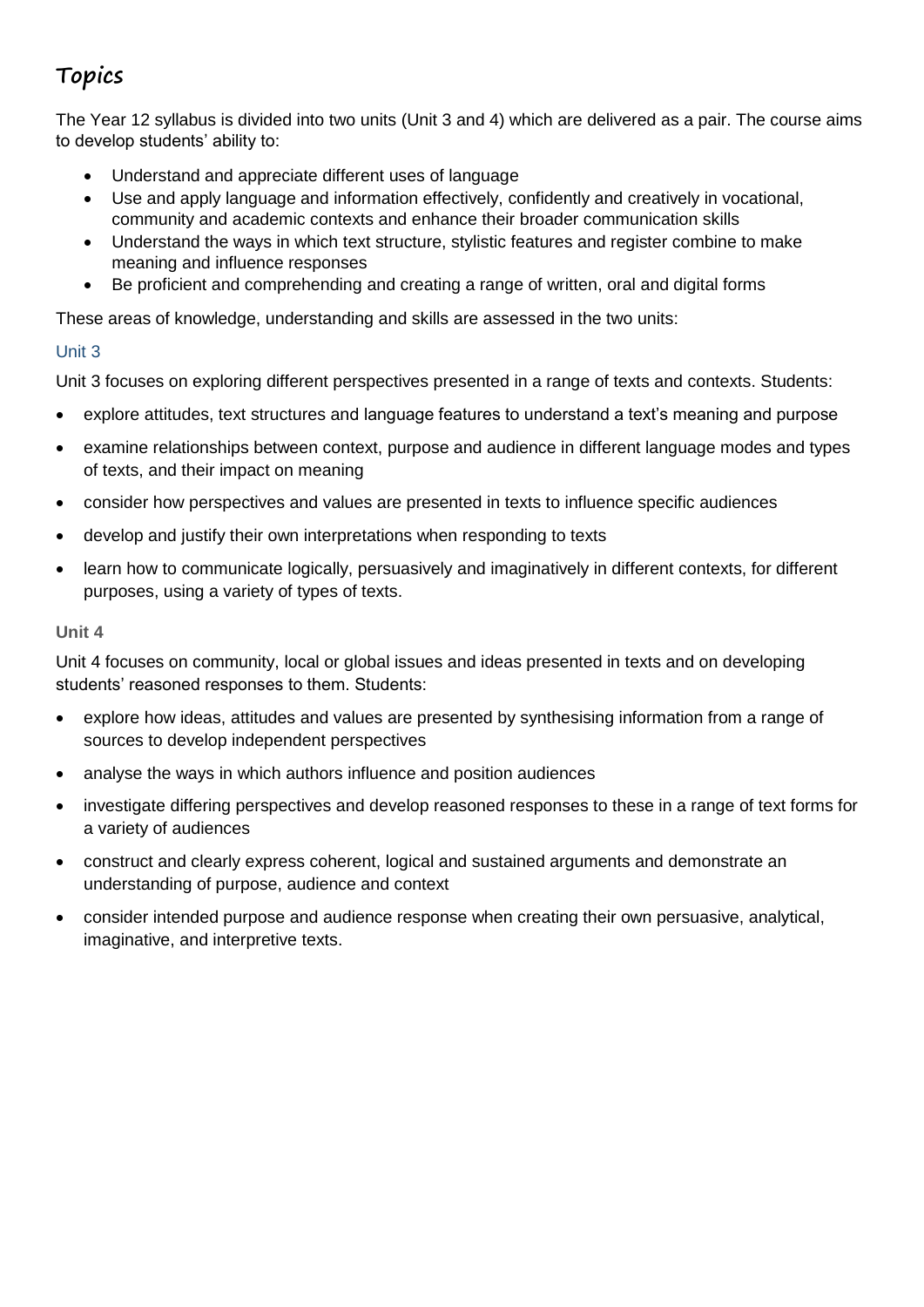# Topics

The Year 12 syllabus is divided into two units (Unit 3 and 4) which are delivered as a pair. The course aims to develop students' ability to:

- Understand and appreciate different uses of language
- Use and apply language and information effectively, confidently and creatively in vocational, community and academic contexts and enhance their broader communication skills
- Understand the ways in which text structure, stylistic features and register combine to make meaning and influence responses
- Be proficient and comprehending and creating a range of written, oral and digital forms

These areas of knowledge, understanding and skills are assessed in the two units:

## Unit 3

Unit 3 focuses on exploring different perspectives presented in a range of texts and contexts. Students:

- explore attitudes, text structures and language features to understand a text's meaning and purpose
- examine relationships between context, purpose and audience in different language modes and types of texts, and their impact on meaning
- consider how perspectives and values are presented in texts to influence specific audiences
- develop and justify their own interpretations when responding to texts
- learn how to communicate logically, persuasively and imaginatively in different contexts, for different purposes, using a variety of types of texts.

## Unit 4

Unit 4 focuses on community, local or global issues and ideas presented in texts and on developing students' reasoned responses to them. Students:

- explore how ideas, attitudes and values are presented by synthesising information from a range of sources to develop independent perspectives
- analyse the ways in which authors influence and position audiences
- investigate differing perspectives and develop reasoned responses to these in a range of text forms for a variety of audiences
- construct and clearly express coherent, logical and sustained arguments and demonstrate an understanding of purpose, audience and context
- consider intended purpose and audience response when creating their own persuasive, analytical, imaginative, and interpretive texts.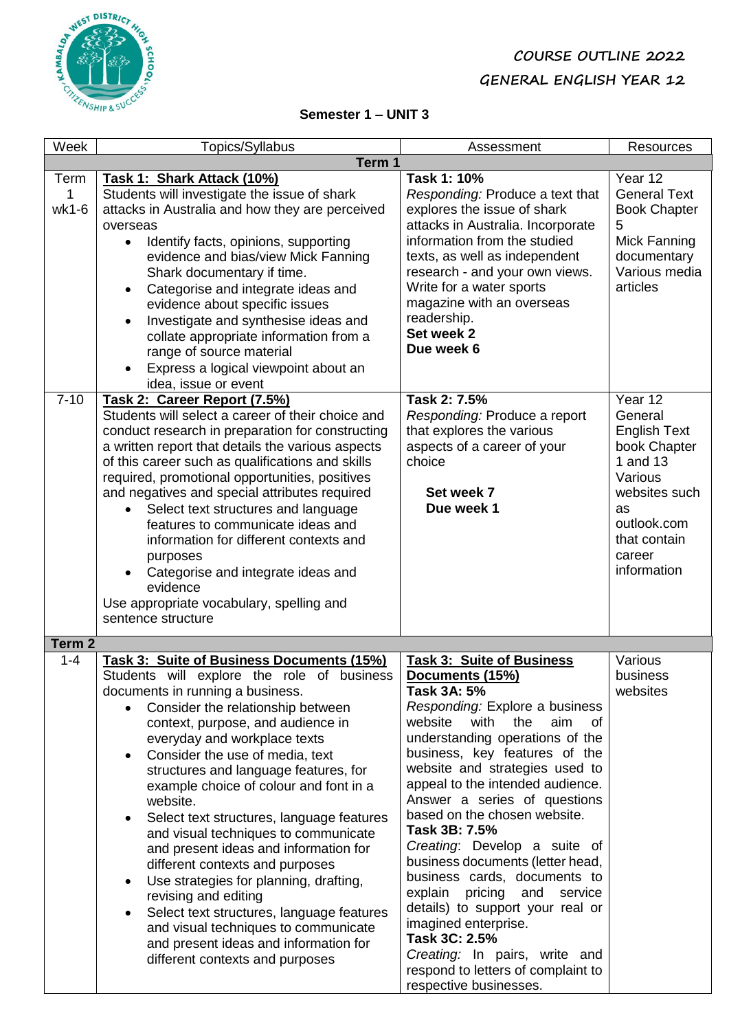COURSE OUTLINE 2022

GENERAL ENGLISH YEAR 12

**Semester 1 – UNIT 3**

| Week | Topics/Syllabus | Assessment | Resources |
|---|---|---|---|
| **Term 1** | | | |
| Term 1 wk1-6 | **Task 1: Shark Attack (10%)**<br>Students will investigate the issue of shark attacks in Australia and how they are perceived overseas<br>• Identify facts, opinions, supporting evidence and bias/view Mick Fanning Shark documentary if time.<br>• Categorise and integrate ideas and evidence about specific issues<br>• Investigate and synthesise ideas and collate appropriate information from a range of source material<br>• Express a logical viewpoint about an idea, issue or event | **Task 1: 10%**<br>*Responding:* Produce a text that explores the issue of shark attacks in Australia. Incorporate information from the studied texts, as well as independent research - and your own views. Write for a water sports magazine with an overseas readership.<br>**Set week 2**<br>**Due week 6** | Year 12 General Text Book Chapter 5<br>Mick Fanning documentary<br>Various media articles |
| 7-10 | **Task 2: Career Report (7.5%)**<br>Students will select a career of their choice and conduct research in preparation for constructing a written report that details the various aspects of this career such as qualifications and skills required, promotional opportunities, positives and negatives and special attributes required<br>• Select text structures and language features to communicate ideas and information for different contexts and purposes<br>• Categorise and integrate ideas and evidence<br>Use appropriate vocabulary, spelling and sentence structure | **Task 2: 7.5%**<br>*Responding:* Produce a report that explores the various aspects of a career of your choice<br>**Set week 7**<br>**Due week 1** | Year 12 General English Text book Chapter 1 and 13<br>Various websites such as outlook.com that contain career information |
| **Term 2** | | | |
| 1-4 | **Task 3: Suite of Business Documents (15%)**<br>Students will explore the role of business documents in running a business.<br>• Consider the relationship between context, purpose, and audience in everyday and workplace texts<br>• Consider the use of media, text structures and language features, for example choice of colour and font in a website.<br>• Select text structures, language features and visual techniques to communicate and present ideas and information for different contexts and purposes<br>• Use strategies for planning, drafting, revising and editing<br>• Select text structures, language features and visual techniques to communicate and present ideas and information for different contexts and purposes | **Task 3: Suite of Business Documents (15%)**<br>**Task 3A: 5%**<br>*Responding:* Explore a business website with the aim of understanding operations of the business, key features of the website and strategies used to appeal to the intended audience. Answer a series of questions based on the chosen website.<br>**Task 3B: 7.5%**<br>*Creating*: Develop a suite of business documents (letter head, business cards, documents to explain pricing and service details) to support your real or imagined enterprise.<br>**Task 3C: 2.5%**<br>*Creating:* In pairs, write and respond to letters of complaint to respective businesses. | Various business websites |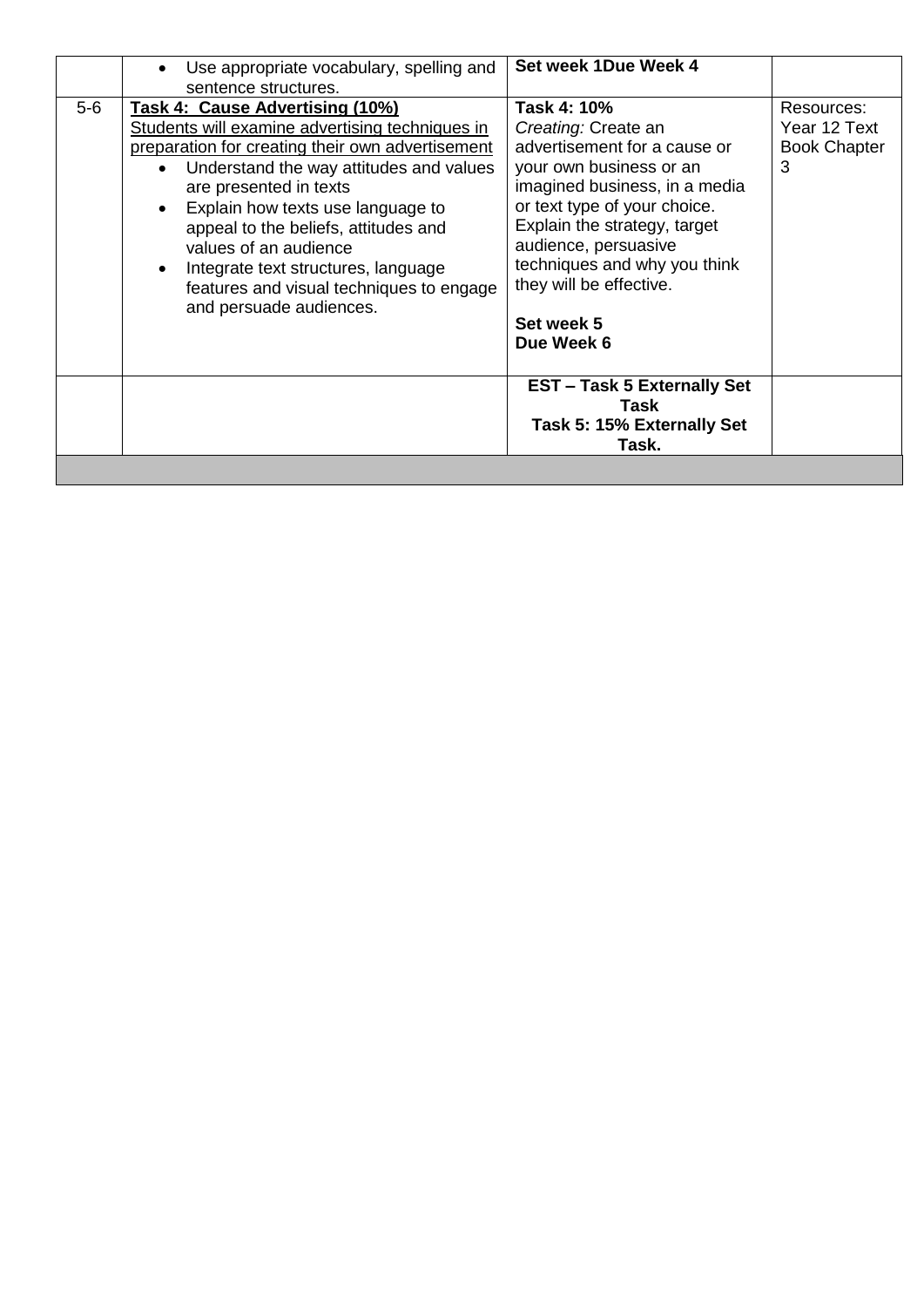|  |  |  |  |
|---|---|---|---|
|  | • Use appropriate vocabulary, spelling and sentence structures. | **Set week 1Due Week 4** |  |
| 5-6 | <u>**Task 4: Cause Advertising (10%)**</u><br><u>Students will examine advertising techniques in preparation for creating their own advertisement</u><br>• Understand the way attitudes and values are presented in texts<br>• Explain how texts use language to appeal to the beliefs, attitudes and values of an audience<br>• Integrate text structures, language features and visual techniques to engage and persuade audiences. | **Task 4: 10%**<br>*Creating:* Create an advertisement for a cause or your own business or an imagined business, in a media or text type of your choice. Explain the strategy, target audience, persuasive techniques and why you think they will be effective.<br><br>**Set week 5**<br>**Due Week 6** | Resources: Year 12 Text Book Chapter 3 |
|  |  | **EST – Task 5 Externally Set Task**<br>**Task 5: 15% Externally Set Task.** |  |
|  |  |  |  |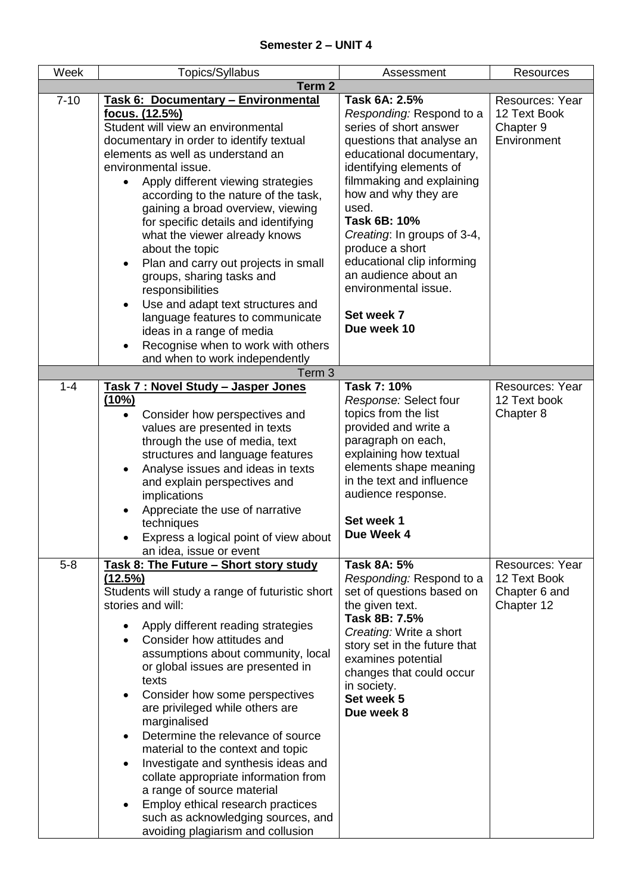**Semester 2 – UNIT 4**

| Week | Topics/Syllabus | Assessment | Resources |
|---|---|---|---|
| **Term 2** | | | |
| 7-10 | **Task 6: Documentary – Environmental focus. (12.5%)**<br>Student will view an environmental documentary in order to identify textual elements as well as understand an environmental issue.<br>• Apply different viewing strategies according to the nature of the task, gaining a broad overview, viewing for specific details and identifying what the viewer already knows about the topic<br>• Plan and carry out projects in small groups, sharing tasks and responsibilities<br>• Use and adapt text structures and language features to communicate ideas in a range of media<br>• Recognise when to work with others and when to work independently | **Task 6A: 2.5%**<br>*Responding:* Respond to a series of short answer questions that analyse an educational documentary, identifying elements of filmmaking and explaining how and why they are used.<br>**Task 6B: 10%**<br>*Creating*: In groups of 3-4, produce a short educational clip informing an audience about an environmental issue.<br><br>**Set week 7**<br>**Due week 10** | Resources: Year 12 Text Book Chapter 9 Environment |
| Term 3 | | | |
| 1-4 | **Task 7 : Novel Study – Jasper Jones (10%)**<br>• Consider how perspectives and values are presented in texts through the use of media, text structures and language features<br>• Analyse issues and ideas in texts and explain perspectives and implications<br>• Appreciate the use of narrative techniques<br>• Express a logical point of view about an idea, issue or event | **Task 7: 10%**<br>*Response:* Select four topics from the list provided and write a paragraph on each, explaining how textual elements shape meaning in the text and influence audience response.<br><br>**Set week 1**<br>**Due Week 4** | Resources: Year 12 Text book Chapter 8 |
| 5-8 | **Task 8: The Future – Short story study (12.5%)**<br>Students will study a range of futuristic short stories and will:<br>• Apply different reading strategies<br>• Consider how attitudes and assumptions about community, local or global issues are presented in texts<br>• Consider how some perspectives are privileged while others are marginalised<br>• Determine the relevance of source material to the context and topic<br>• Investigate and synthesis ideas and collate appropriate information from a range of source material<br>• Employ ethical research practices such as acknowledging sources, and avoiding plagiarism and collusion | **Task 8A: 5%**<br>*Responding:* Respond to a set of questions based on the given text.<br>**Task 8B: 7.5%**<br>*Creating:* Write a short story set in the future that examines potential changes that could occur in society.<br>**Set week 5**<br>**Due week 8** | Resources: Year 12 Text Book Chapter 6 and Chapter 12 |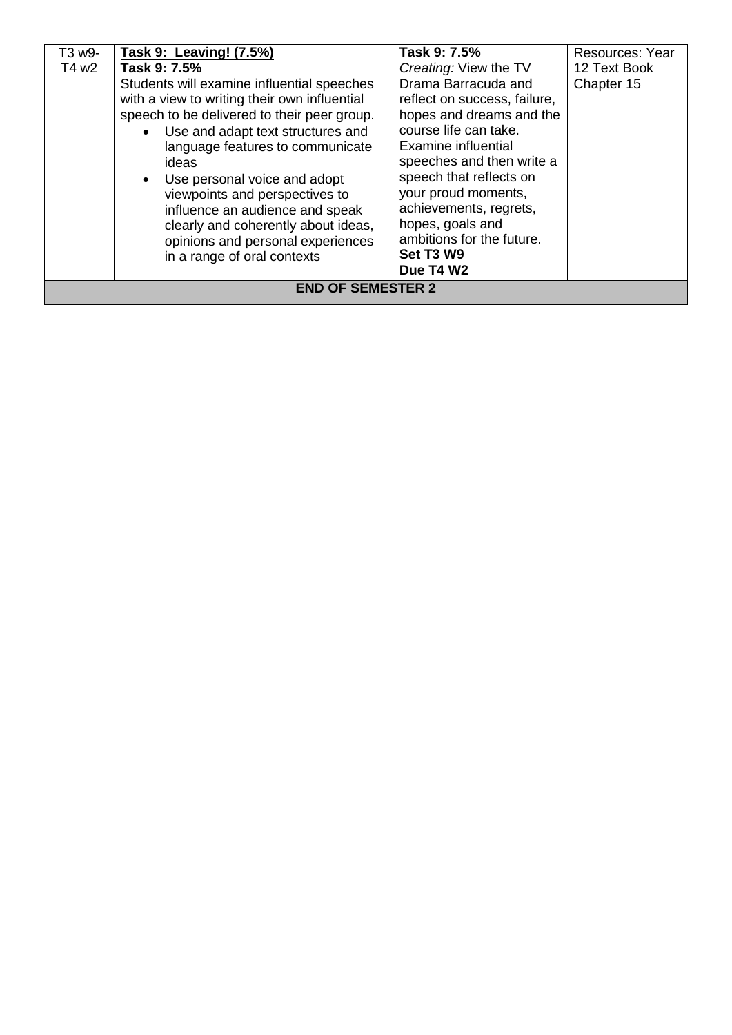| | | | |
|---|---|---|---|
| T3 w9-T4 w2 | **Task 9: Leaving! (7.5%)**<br>**Task 9: 7.5%**<br>Students will examine influential speeches with a view to writing their own influential speech to be delivered to their peer group.<br>• Use and adapt text structures and language features to communicate ideas<br>• Use personal voice and adopt viewpoints and perspectives to influence an audience and speak clearly and coherently about ideas, opinions and personal experiences in a range of oral contexts | **Task 9: 7.5%**<br>*Creating:* View the TV Drama Barracuda and reflect on success, failure, hopes and dreams and the course life can take. Examine influential speeches and then write a speech that reflects on your proud moments, achievements, regrets, hopes, goals and ambitions for the future.<br>**Set T3 W9**<br>**Due T4 W2** | Resources: Year 12 Text Book Chapter 15 |
| **END OF SEMESTER 2** | | | |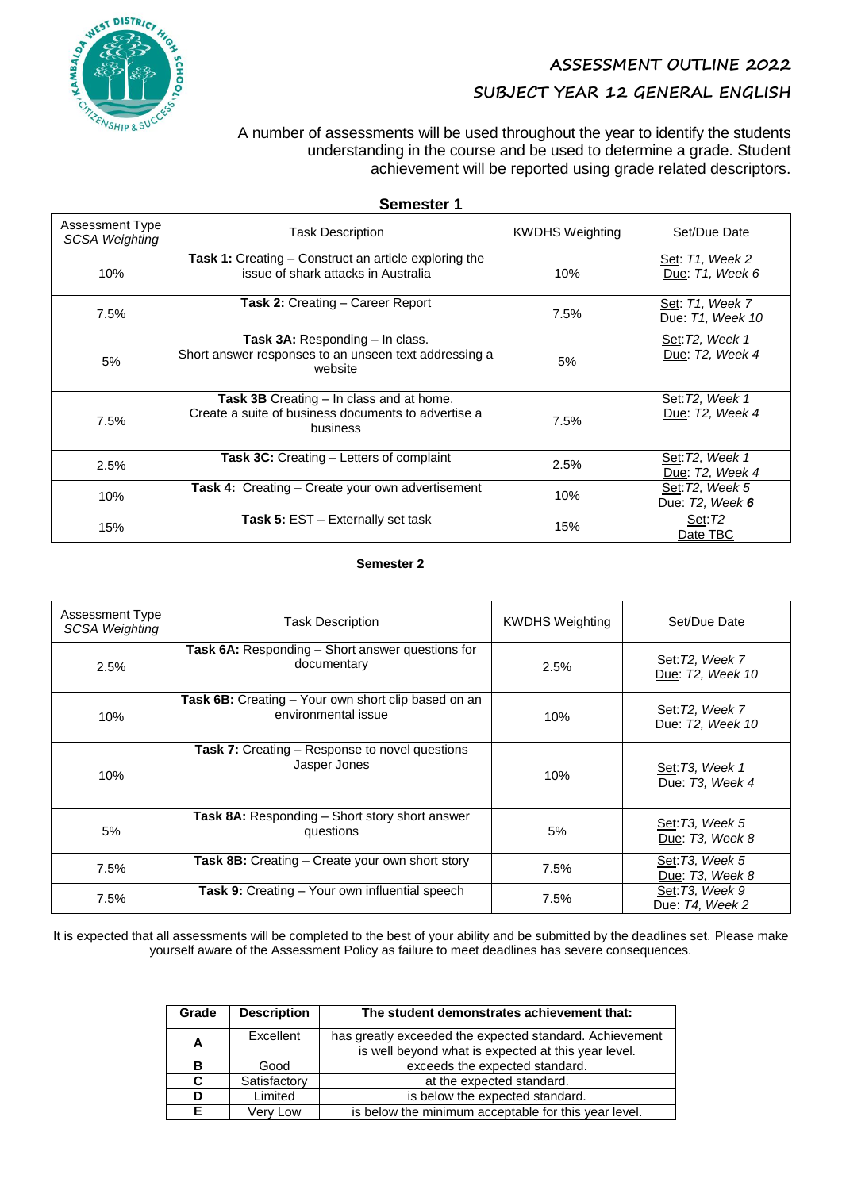# ASSESSMENT OUTLINE 2022

## SUBJECT YEAR 12 GENERAL ENGLISH

A number of assessments will be used throughout the year to identify the students understanding in the course and be used to determine a grade. Student achievement will be reported using grade related descriptors.

### Semester 1

| Assessment Type *SCSA Weighting* | Task Description | KWDHS Weighting | Set/Due Date |
|---|---|---|---|
| 10% | **Task 1:** Creating – Construct an article exploring the issue of shark attacks in Australia | 10% | Set: *T1, Week 2* Due: *T1, Week 6* |
| 7.5% | **Task 2:** Creating – Career Report | 7.5% | Set: *T1, Week 7* Due: *T1, Week 10* |
| 5% | **Task 3A:** Responding – In class. Short answer responses to an unseen text addressing a website | 5% | Set:*T2, Week 1* Due: *T2, Week 4* |
| 7.5% | **Task 3B** Creating – In class and at home. Create a suite of business documents to advertise a business | 7.5% | Set:*T2, Week 1* Due: *T2, Week 4* |
| 2.5% | **Task 3C:** Creating – Letters of complaint | 2.5% | Set:*T2, Week 1* Due: *T2, Week 4* |
| 10% | **Task 4:** Creating – Create your own advertisement | 10% | Set:*T2, Week 5* Due: *T2, Week **6*** |
| 15% | **Task 5:** EST – Externally set task | 15% | Set:*T2* Date TBC |

### Semester 2

| Assessment Type *SCSA Weighting* | Task Description | KWDHS Weighting | Set/Due Date |
|---|---|---|---|
| 2.5% | **Task 6A:** Responding – Short answer questions for documentary | 2.5% | Set:*T2, Week 7* Due: *T2, Week 10* |
| 10% | **Task 6B:** Creating – Your own short clip based on an environmental issue | 10% | Set:*T2, Week 7* Due: *T2, Week 10* |
| 10% | **Task 7:** Creating – Response to novel questions Jasper Jones | 10% | Set:*T3, Week 1* Due: *T3, Week 4* |
| 5% | **Task 8A:** Responding – Short story short answer questions | 5% | Set:*T3, Week 5* Due: *T3, Week 8* |
| 7.5% | **Task 8B:** Creating – Create your own short story | 7.5% | Set:*T3, Week 5* Due: *T3, Week 8* |
| 7.5% | **Task 9:** Creating – Your own influential speech | 7.5% | Set:*T3, Week 9* Due: *T4, Week 2* |

It is expected that all assessments will be completed to the best of your ability and be submitted by the deadlines set. Please make yourself aware of the Assessment Policy as failure to meet deadlines has severe consequences.

| Grade | Description | The student demonstrates achievement that: |
|---|---|---|
| **A** | Excellent | has greatly exceeded the expected standard. Achievement is well beyond what is expected at this year level. |
| **B** | Good | exceeds the expected standard. |
| **C** | Satisfactory | at the expected standard. |
| **D** | Limited | is below the expected standard. |
| **E** | Very Low | is below the minimum acceptable for this year level. |